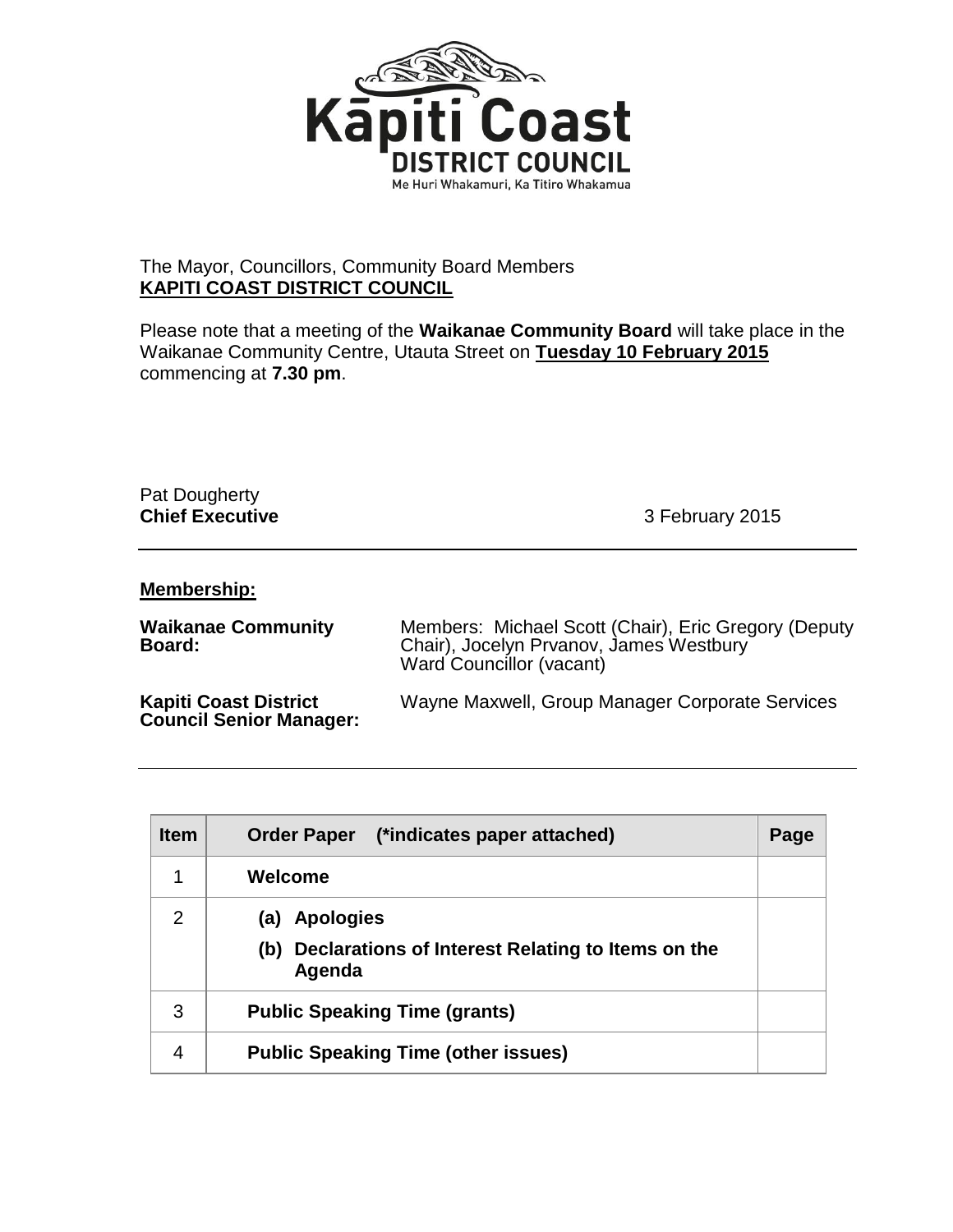Kāpiti Coast
DISTRICT COUNCIL
Me Huri Whakamuri, Ka Titiro Whakamua

The Mayor, Councillors, Community Board Members
**KAPITI COAST DISTRICT COUNCIL**

Please note that a meeting of the **Waikanae Community Board** will take place in the Waikanae Community Centre, Utauta Street on **Tuesday 10 February 2015** commencing at **7.30 pm**.

Pat Dougherty
**Chief Executive**

3 February 2015

---

**Membership:**

| | |
|---|---|
| **Waikanae Community Board:** | Members: Michael Scott (Chair), Eric Gregory (Deputy Chair), Jocelyn Prvanov, James Westbury<br>Ward Councillor (vacant) |
| **Kapiti Coast District Council Senior Manager:** | Wayne Maxwell, Group Manager Corporate Services |

---

| Item | Order Paper (*indicates paper attached) | Page |
|---|---|---|
| 1 | **Welcome** | |
| 2 | **(a) Apologies**<br>**(b) Declarations of Interest Relating to Items on the Agenda** | |
| 3 | **Public Speaking Time (grants)** | |
| 4 | **Public Speaking Time (other issues)** | |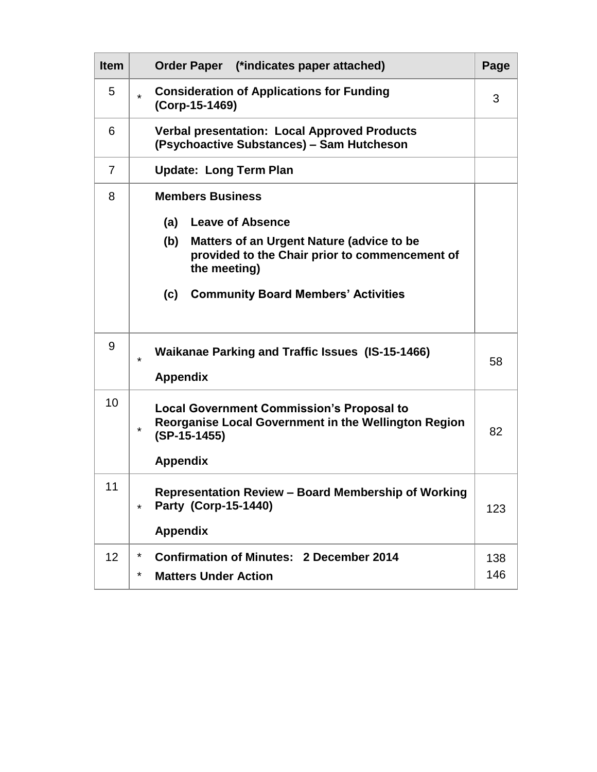| Item | | Order Paper (*indicates paper attached) | Page |
|---|---|---|---|
| 5 | * | **Consideration of Applications for Funding (Corp-15-1469)** | 3 |
| 6 | | **Verbal presentation: Local Approved Products (Psychoactive Substances) – Sam Hutcheson** | |
| 7 | | **Update: Long Term Plan** | |
| 8 | | **Members Business**<br>**(a) Leave of Absence**<br>**(b) Matters of an Urgent Nature (advice to be provided to the Chair prior to commencement of the meeting)**<br>**(c) Community Board Members' Activities** | |
| 9 | * | **Waikanae Parking and Traffic Issues (IS-15-1466)**<br>**Appendix** | 58 |
| 10 | * | **Local Government Commission's Proposal to Reorganise Local Government in the Wellington Region (SP-15-1455)**<br>**Appendix** | 82 |
| 11 | * | **Representation Review – Board Membership of Working Party (Corp-15-1440)**<br>**Appendix** | 123 |
| 12 | *<br>* | **Confirmation of Minutes: 2 December 2014**<br>**Matters Under Action** | 138<br>146 |